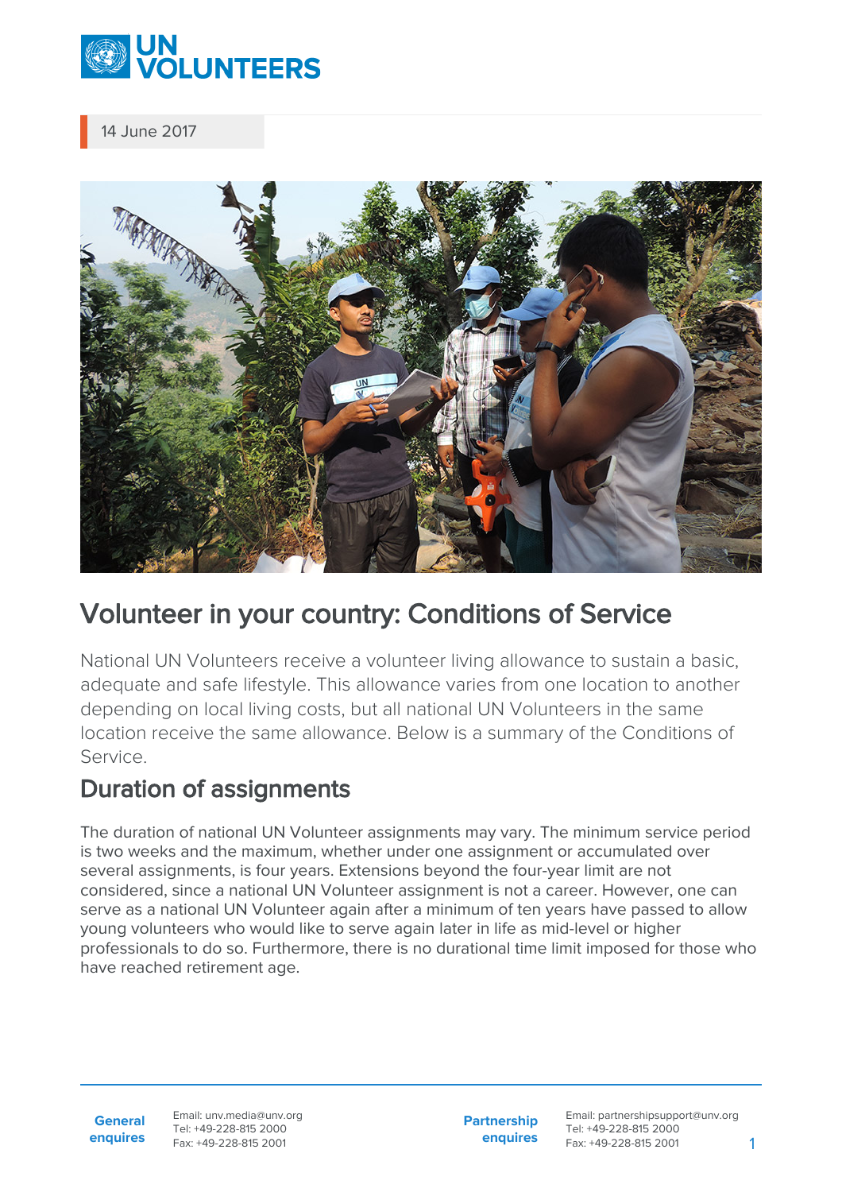14 June 2017

# Volunteer in your country: Conditions of Service

National UN Volunteers receive a volunteer living allowance to sustain a basic, adequate and safe lifestyle. This allowance varies from one location to another depending on local living costs, but all national UN Volunteers in the same location receive the same allowance. Below is a summary of the Conditions of Service.

## Duration of assignments

The duration of national UN Volunteer assignments may vary. The minimum service period is two weeks and the maximum, whether under one assignment or accumulated over several assignments, is four years. Extensions beyond the four-year limit are not considered, since a national UN Volunteer assignment is not a career. However, one can serve as a national UN Volunteer again after a minimum of ten years have passed to allow young volunteers who would like to serve again later in life as mid-level or higher professionals to do so. Furthermore, there is no durational time limit imposed for those who have reached retirement age.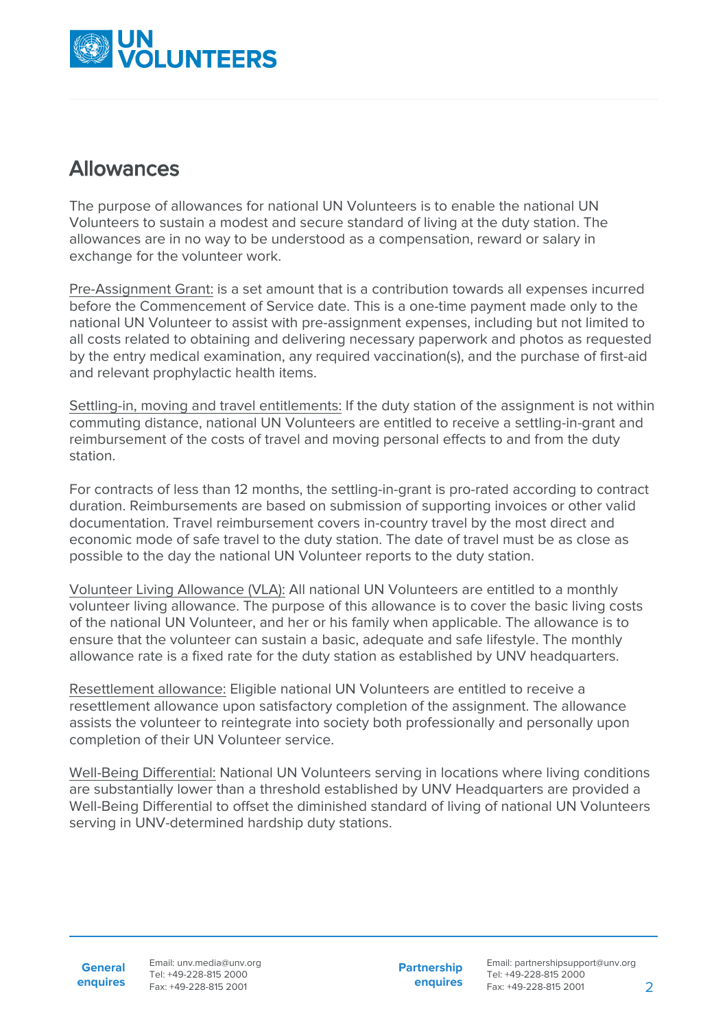## Allowances

The purpose of allowances for national UN Volunteers is to enable the national UN Volunteers to sustain a modest and secure standard of living at the duty station. The allowances are in no way to be understood as a compensation, reward or salary in exchange for the volunteer work.

Pre-Assignment Grant: is a set amount that is a contribution towards all expenses incurred before the Commencement of Service date. This is a one-time payment made only to the national UN Volunteer to assist with pre-assignment expenses, including but not limited to all costs related to obtaining and delivering necessary paperwork and photos as requested by the entry medical examination, any required vaccination(s), and the purchase of first-aid and relevant prophylactic health items.

Settling-in, moving and travel entitlements: If the duty station of the assignment is not within commuting distance, national UN Volunteers are entitled to receive a settling-in-grant and reimbursement of the costs of travel and moving personal effects to and from the duty station.

For contracts of less than 12 months, the settling-in-grant is pro-rated according to contract duration. Reimbursements are based on submission of supporting invoices or other valid documentation. Travel reimbursement covers in-country travel by the most direct and economic mode of safe travel to the duty station. The date of travel must be as close as possible to the day the national UN Volunteer reports to the duty station.

Volunteer Living Allowance (VLA): All national UN Volunteers are entitled to a monthly volunteer living allowance. The purpose of this allowance is to cover the basic living costs of the national UN Volunteer, and her or his family when applicable. The allowance is to ensure that the volunteer can sustain a basic, adequate and safe lifestyle. The monthly allowance rate is a fixed rate for the duty station as established by UNV headquarters.

Resettlement allowance: Eligible national UN Volunteers are entitled to receive a resettlement allowance upon satisfactory completion of the assignment. The allowance assists the volunteer to reintegrate into society both professionally and personally upon completion of their UN Volunteer service.

Well-Being Differential: National UN Volunteers serving in locations where living conditions are substantially lower than a threshold established by UNV Headquarters are provided a Well-Being Differential to offset the diminished standard of living of national UN Volunteers serving in UNV-determined hardship duty stations.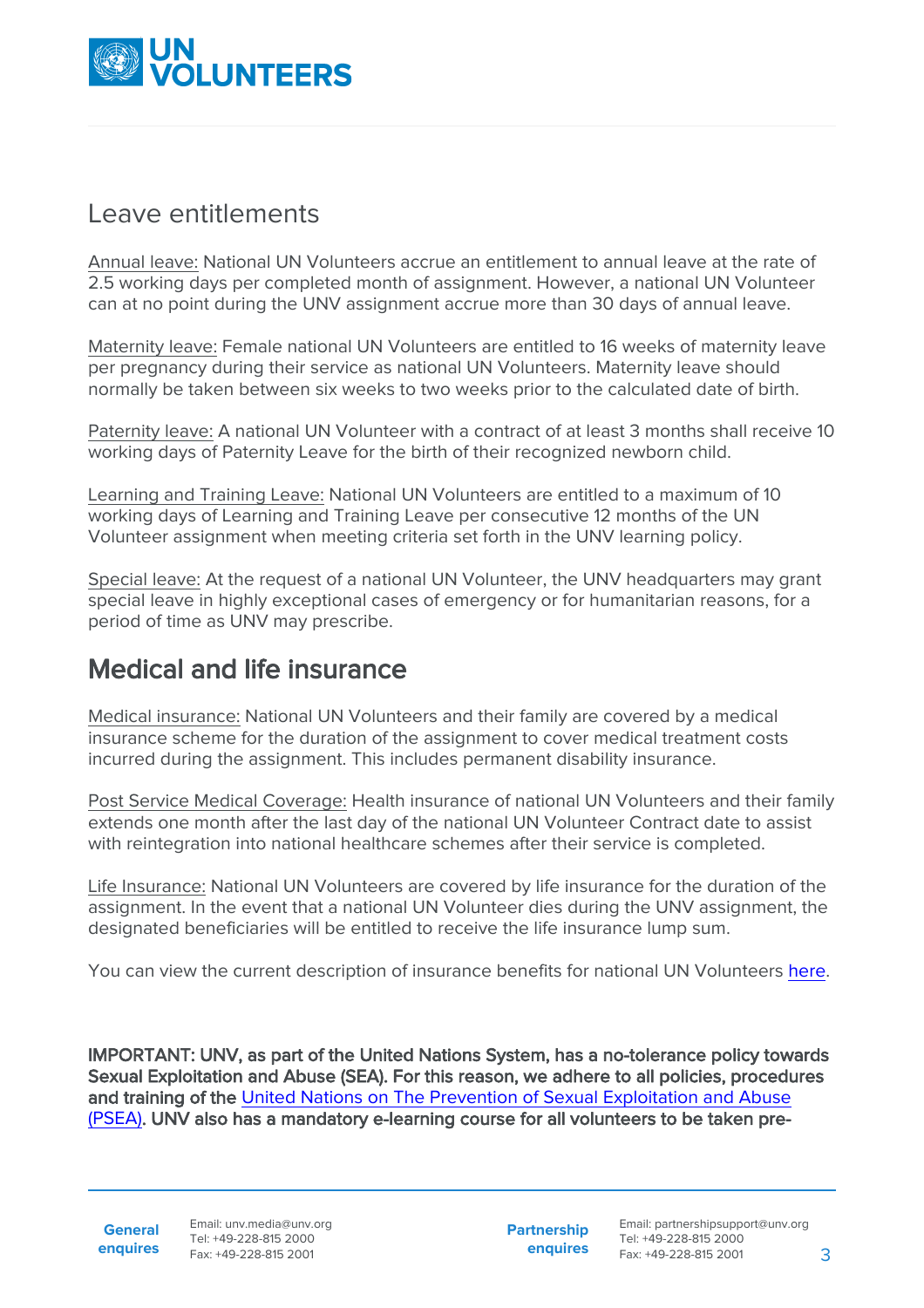## Leave entitlements

Annual leave: National UN Volunteers accrue an entitlement to annual leave at the rate of 2.5 working days per completed month of assignment. However, a national UN Volunteer can at no point during the UNV assignment accrue more than 30 days of annual leave.

Maternity leave: Female national UN Volunteers are entitled to 16 weeks of maternity leave per pregnancy during their service as national UN Volunteers. Maternity leave should normally be taken between six weeks to two weeks prior to the calculated date of birth.

Paternity leave: A national UN Volunteer with a contract of at least 3 months shall receive 10 working days of Paternity Leave for the birth of their recognized newborn child.

Learning and Training Leave: National UN Volunteers are entitled to a maximum of 10 working days of Learning and Training Leave per consecutive 12 months of the UN Volunteer assignment when meeting criteria set forth in the UNV learning policy.

Special leave: At the request of a national UN Volunteer, the UNV headquarters may grant special leave in highly exceptional cases of emergency or for humanitarian reasons, for a period of time as UNV may prescribe.

## Medical and life insurance

Medical insurance: National UN Volunteers and their family are covered by a medical insurance scheme for the duration of the assignment to cover medical treatment costs incurred during the assignment. This includes permanent disability insurance.

Post Service Medical Coverage: Health insurance of national UN Volunteers and their family extends one month after the last day of the national UN Volunteer Contract date to assist with reintegration into national healthcare schemes after their service is completed.

Life Insurance: National UN Volunteers are covered by life insurance for the duration of the assignment. In the event that a national UN Volunteer dies during the UNV assignment, the designated beneficiaries will be entitled to receive the life insurance lump sum.

You can view the current description of insurance benefits for national UN Volunteers here.

**IMPORTANT: UNV, as part of the United Nations System, has a no-tolerance policy towards Sexual Exploitation and Abuse (SEA). For this reason, we adhere to all policies, procedures and training of the** United Nations on The Prevention of Sexual Exploitation and Abuse (PSEA)**. UNV also has a mandatory e-learning course for all volunteers to be taken pre-**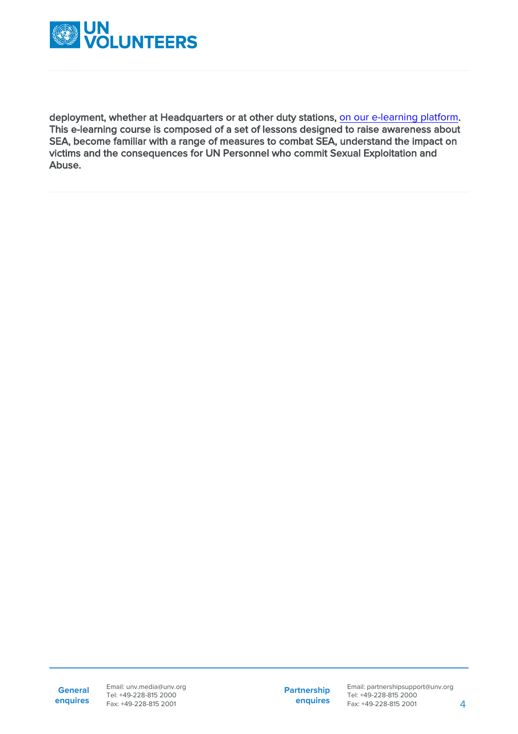deployment, whether at Headquarters or at other duty stations, on our e-learning platform. This e-learning course is composed of a set of lessons designed to raise awareness about SEA, become familiar with a range of measures to combat SEA, understand the impact on victims and the consequences for UN Personnel who commit Sexual Exploitation and Abuse.